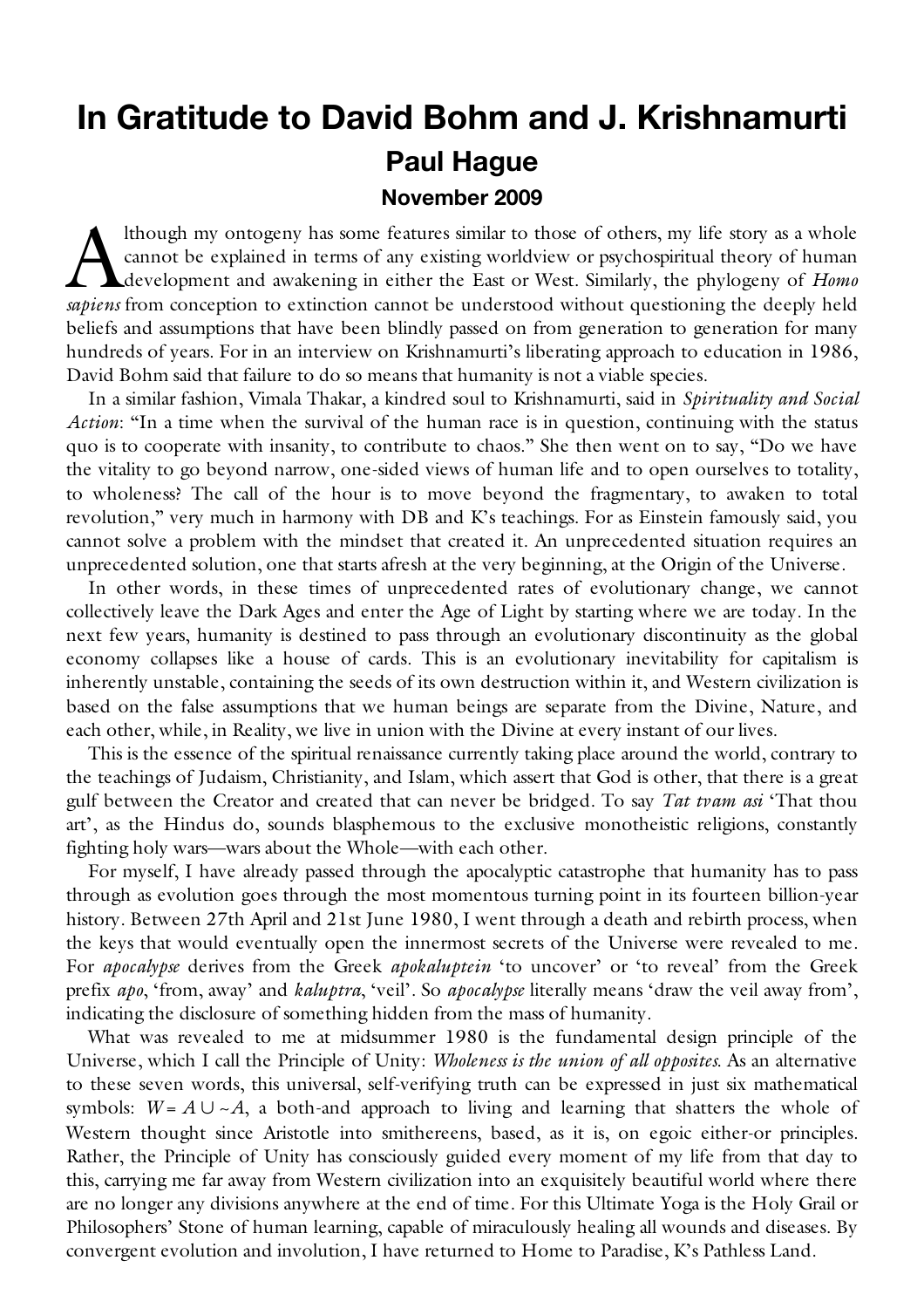# In Gratitude to David Bohm and J. Krishnamurti

## Paul Hague

### November 2009

Although my ontogeny has some features similar to those of others, my life story as a whole cannot be explained in terms of any existing worldview or psychospiritual theory of human development and awakening in either the East or West. Similarly, the phylogeny of *Homo sapiens* from conception to extinction cannot be understood without questioning the deeply held beliefs and assumptions that have been blindly passed on from generation to generation for many hundreds of years. For in an interview on Krishnamurti's liberating approach to education in 1986, David Bohm said that failure to do so means that humanity is not a viable species.

In a similar fashion, Vimala Thakar, a kindred soul to Krishnamurti, said in *Spirituality and Social Action*: "In a time when the survival of the human race is in question, continuing with the status quo is to cooperate with insanity, to contribute to chaos." She then went on to say, "Do we have the vitality to go beyond narrow, one-sided views of human life and to open ourselves to totality, to wholeness? The call of the hour is to move beyond the fragmentary, to awaken to total revolution," very much in harmony with DB and K's teachings. For as Einstein famously said, you cannot solve a problem with the mindset that created it. An unprecedented situation requires an unprecedented solution, one that starts afresh at the very beginning, at the Origin of the Universe.

In other words, in these times of unprecedented rates of evolutionary change, we cannot collectively leave the Dark Ages and enter the Age of Light by starting where we are today. In the next few years, humanity is destined to pass through an evolutionary discontinuity as the global economy collapses like a house of cards. This is an evolutionary inevitability for capitalism is inherently unstable, containing the seeds of its own destruction within it, and Western civilization is based on the false assumptions that we human beings are separate from the Divine, Nature, and each other, while, in Reality, we live in union with the Divine at every instant of our lives.

This is the essence of the spiritual renaissance currently taking place around the world, contrary to the teachings of Judaism, Christianity, and Islam, which assert that God is other, that there is a great gulf between the Creator and created that can never be bridged. To say *Tat tvam asi* 'That thou art', as the Hindus do, sounds blasphemous to the exclusive monotheistic religions, constantly fighting holy wars—wars about the Whole—with each other.

For myself, I have already passed through the apocalyptic catastrophe that humanity has to pass through as evolution goes through the most momentous turning point in its fourteen billion-year history. Between 27th April and 21st June 1980, I went through a death and rebirth process, when the keys that would eventually open the innermost secrets of the Universe were revealed to me. For *apocalypse* derives from the Greek *apokaluptein* 'to uncover' or 'to reveal' from the Greek prefix *apo*, 'from, away' and *kaluptra*, 'veil'. So *apocalypse* literally means 'draw the veil away from', indicating the disclosure of something hidden from the mass of humanity.

What was revealed to me at midsummer 1980 is the fundamental design principle of the Universe, which I call the Principle of Unity: *Wholeness is the union of all opposites.* As an alternative to these seven words, this universal, self-verifying truth can be expressed in just six mathematical symbols: $W = A \cup \sim A$, a both-and approach to living and learning that shatters the whole of Western thought since Aristotle into smithereens, based, as it is, on egoic either-or principles. Rather, the Principle of Unity has consciously guided every moment of my life from that day to this, carrying me far away from Western civilization into an exquisitely beautiful world where there are no longer any divisions anywhere at the end of time. For this Ultimate Yoga is the Holy Grail or Philosophers' Stone of human learning, capable of miraculously healing all wounds and diseases. By convergent evolution and involution, I have returned to Home to Paradise, K's Pathless Land.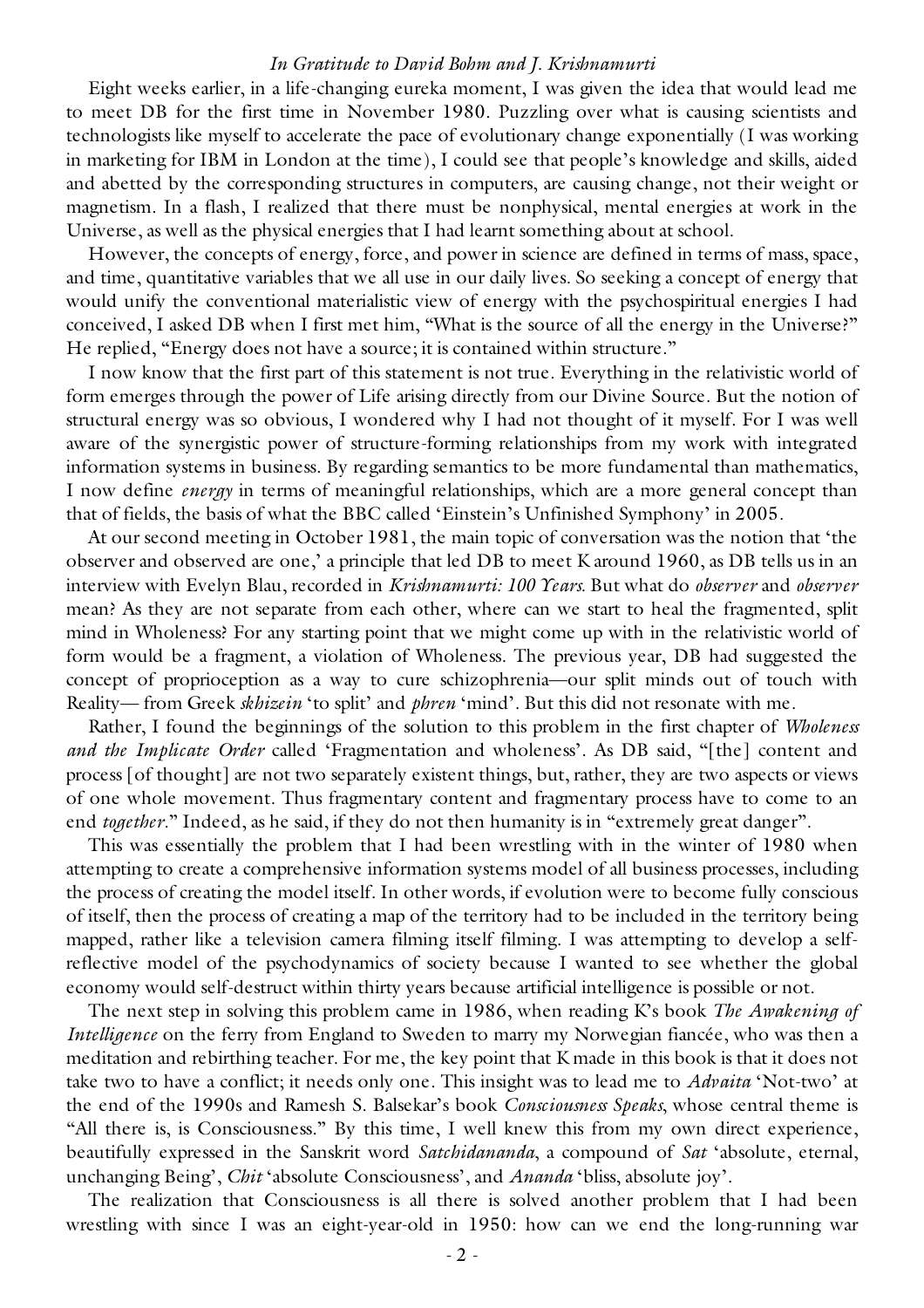Eight weeks earlier, in a life-changing eureka moment, I was given the idea that would lead me to meet DB for the first time in November 1980. Puzzling over what is causing scientists and technologists like myself to accelerate the pace of evolutionary change exponentially (I was working in marketing for IBM in London at the time), I could see that people's knowledge and skills, aided and abetted by the corresponding structures in computers, are causing change, not their weight or magnetism. In a flash, I realized that there must be nonphysical, mental energies at work in the Universe, as well as the physical energies that I had learnt something about at school.

However, the concepts of energy, force, and power in science are defined in terms of mass, space, and time, quantitative variables that we all use in our daily lives. So seeking a concept of energy that would unify the conventional materialistic view of energy with the psychospiritual energies I had conceived, I asked DB when I first met him, "What is the source of all the energy in the Universe?" He replied, "Energy does not have a source; it is contained within structure."

I now know that the first part of this statement is not true. Everything in the relativistic world of form emerges through the power of Life arising directly from our Divine Source. But the notion of structural energy was so obvious, I wondered why I had not thought of it myself. For I was well aware of the synergistic power of structure-forming relationships from my work with integrated information systems in business. By regarding semantics to be more fundamental than mathematics, I now define *energy* in terms of meaningful relationships, which are a more general concept than that of fields, the basis of what the BBC called 'Einstein's Unfinished Symphony' in 2005.

At our second meeting in October 1981, the main topic of conversation was the notion that 'the observer and observed are one,' a principle that led DB to meet K around 1960, as DB tells us in an interview with Evelyn Blau, recorded in *Krishnamurti: 100 Years*. But what do *observer* and *observer* mean? As they are not separate from each other, where can we start to heal the fragmented, split mind in Wholeness? For any starting point that we might come up with in the relativistic world of form would be a fragment, a violation of Wholeness. The previous year, DB had suggested the concept of proprioception as a way to cure schizophrenia—our split minds out of touch with Reality— from Greek *skhizein* 'to split' and *phren* 'mind'. But this did not resonate with me.

Rather, I found the beginnings of the solution to this problem in the first chapter of *Wholeness and the Implicate Order* called 'Fragmentation and wholeness'. As DB said, "[the] content and process [of thought] are not two separately existent things, but, rather, they are two aspects or views of one whole movement. Thus fragmentary content and fragmentary process have to come to an end *together*." Indeed, as he said, if they do not then humanity is in "extremely great danger".

This was essentially the problem that I had been wrestling with in the winter of 1980 when attempting to create a comprehensive information systems model of all business processes, including the process of creating the model itself. In other words, if evolution were to become fully conscious of itself, then the process of creating a map of the territory had to be included in the territory being mapped, rather like a television camera filming itself filming. I was attempting to develop a self-reflective model of the psychodynamics of society because I wanted to see whether the global economy would self-destruct within thirty years because artificial intelligence is possible or not.

The next step in solving this problem came in 1986, when reading K's book *The Awakening of Intelligence* on the ferry from England to Sweden to marry my Norwegian fiancée, who was then a meditation and rebirthing teacher. For me, the key point that K made in this book is that it does not take two to have a conflict; it needs only one. This insight was to lead me to *Advaita* 'Not-two' at the end of the 1990s and Ramesh S. Balsekar's book *Consciousness Speaks*, whose central theme is "All there is, is Consciousness." By this time, I well knew this from my own direct experience, beautifully expressed in the Sanskrit word *Satchidananda*, a compound of *Sat* 'absolute, eternal, unchanging Being', *Chit* 'absolute Consciousness', and *Ananda* 'bliss, absolute joy'.

The realization that Consciousness is all there is solved another problem that I had been wrestling with since I was an eight-year-old in 1950: how can we end the long-running war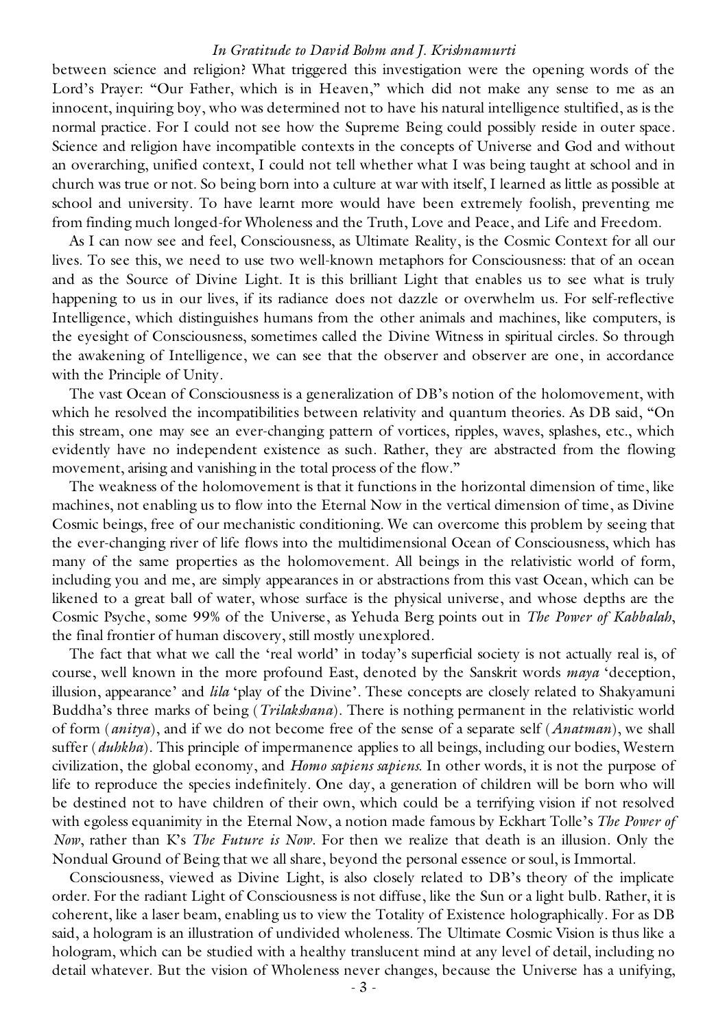between science and religion? What triggered this investigation were the opening words of the Lord's Prayer: "Our Father, which is in Heaven," which did not make any sense to me as an innocent, inquiring boy, who was determined not to have his natural intelligence stultified, as is the normal practice. For I could not see how the Supreme Being could possibly reside in outer space. Science and religion have incompatible contexts in the concepts of Universe and God and without an overarching, unified context, I could not tell whether what I was being taught at school and in church was true or not. So being born into a culture at war with itself, I learned as little as possible at school and university. To have learnt more would have been extremely foolish, preventing me from finding much longed-for Wholeness and the Truth, Love and Peace, and Life and Freedom.

As I can now see and feel, Consciousness, as Ultimate Reality, is the Cosmic Context for all our lives. To see this, we need to use two well-known metaphors for Consciousness: that of an ocean and as the Source of Divine Light. It is this brilliant Light that enables us to see what is truly happening to us in our lives, if its radiance does not dazzle or overwhelm us. For self-reflective Intelligence, which distinguishes humans from the other animals and machines, like computers, is the eyesight of Consciousness, sometimes called the Divine Witness in spiritual circles. So through the awakening of Intelligence, we can see that the observer and observer are one, in accordance with the Principle of Unity.

The vast Ocean of Consciousness is a generalization of DB's notion of the holomovement, with which he resolved the incompatibilities between relativity and quantum theories. As DB said, "On this stream, one may see an ever-changing pattern of vortices, ripples, waves, splashes, etc., which evidently have no independent existence as such. Rather, they are abstracted from the flowing movement, arising and vanishing in the total process of the flow."

The weakness of the holomovement is that it functions in the horizontal dimension of time, like machines, not enabling us to flow into the Eternal Now in the vertical dimension of time, as Divine Cosmic beings, free of our mechanistic conditioning. We can overcome this problem by seeing that the ever-changing river of life flows into the multidimensional Ocean of Consciousness, which has many of the same properties as the holomovement. All beings in the relativistic world of form, including you and me, are simply appearances in or abstractions from this vast Ocean, which can be likened to a great ball of water, whose surface is the physical universe, and whose depths are the Cosmic Psyche, some 99% of the Universe, as Yehuda Berg points out in *The Power of Kabbalah*, the final frontier of human discovery, still mostly unexplored.

The fact that what we call the 'real world' in today's superficial society is not actually real is, of course, well known in the more profound East, denoted by the Sanskrit words *maya* 'deception, illusion, appearance' and *lila* 'play of the Divine'. These concepts are closely related to Shakyamuni Buddha's three marks of being (*Trilakshana*). There is nothing permanent in the relativistic world of form (*anitya*), and if we do not become free of the sense of a separate self (*Anatman*), we shall suffer (*duhkha*). This principle of impermanence applies to all beings, including our bodies, Western civilization, the global economy, and *Homo sapiens sapiens*. In other words, it is not the purpose of life to reproduce the species indefinitely. One day, a generation of children will be born who will be destined not to have children of their own, which could be a terrifying vision if not resolved with egoless equanimity in the Eternal Now, a notion made famous by Eckhart Tolle's *The Power of Now*, rather than K's *The Future is Now*. For then we realize that death is an illusion. Only the Nondual Ground of Being that we all share, beyond the personal essence or soul, is Immortal.

Consciousness, viewed as Divine Light, is also closely related to DB's theory of the implicate order. For the radiant Light of Consciousness is not diffuse, like the Sun or a light bulb. Rather, it is coherent, like a laser beam, enabling us to view the Totality of Existence holographically. For as DB said, a hologram is an illustration of undivided wholeness. The Ultimate Cosmic Vision is thus like a hologram, which can be studied with a healthy translucent mind at any level of detail, including no detail whatever. But the vision of Wholeness never changes, because the Universe has a unifying,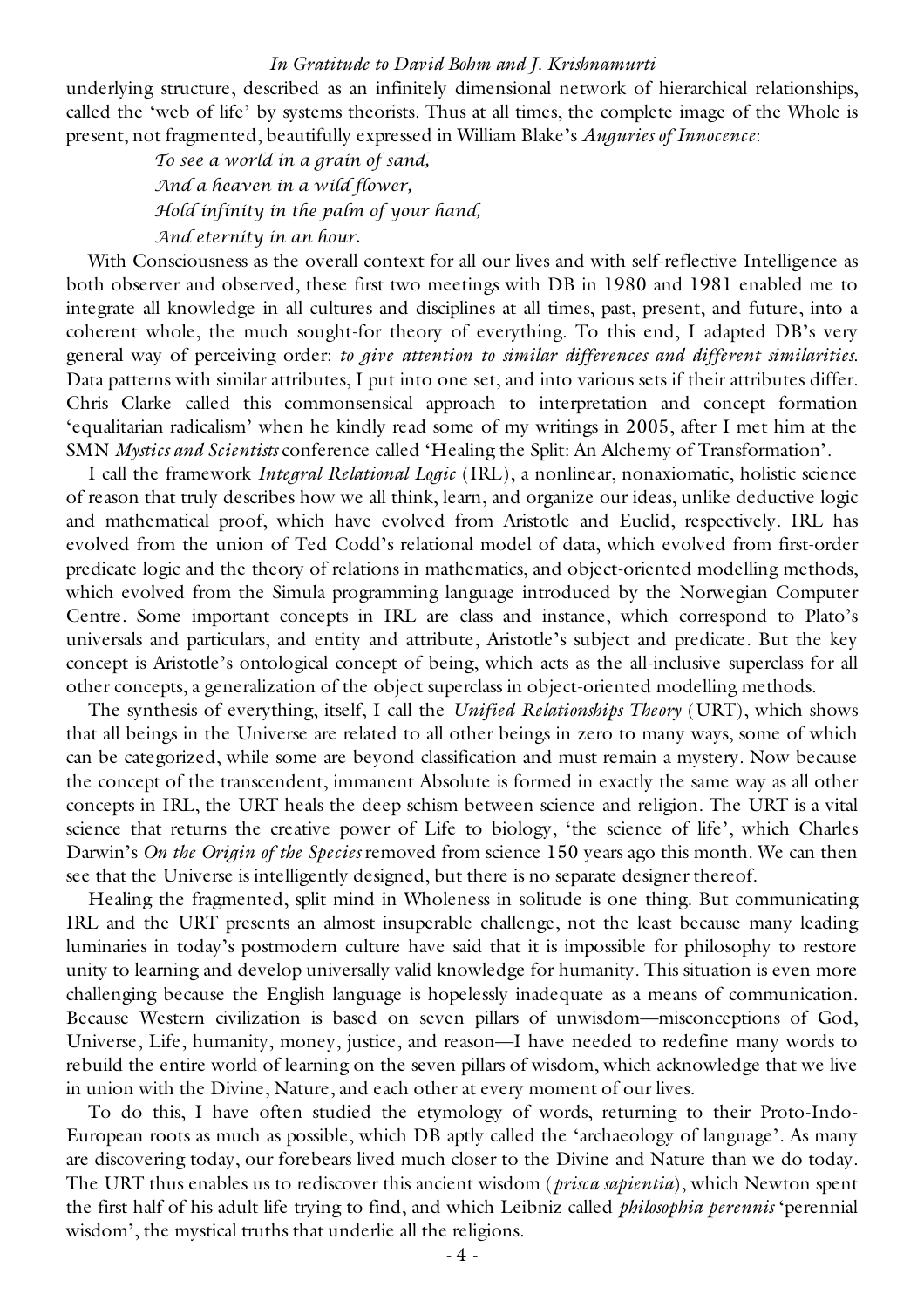underlying structure, described as an infinitely dimensional network of hierarchical relationships, called the 'web of life' by systems theorists. Thus at all times, the complete image of the Whole is present, not fragmented, beautifully expressed in William Blake's *Auguries of Innocence*:

> *To see a world in a grain of sand,*
> *And a heaven in a wild flower,*
> *Hold infinity in the palm of your hand,*
> *And eternity in an hour.*

With Consciousness as the overall context for all our lives and with self-reflective Intelligence as both observer and observed, these first two meetings with DB in 1980 and 1981 enabled me to integrate all knowledge in all cultures and disciplines at all times, past, present, and future, into a coherent whole, the much sought-for theory of everything. To this end, I adapted DB's very general way of perceiving order: *to give attention to similar differences and different similarities.* Data patterns with similar attributes, I put into one set, and into various sets if their attributes differ. Chris Clarke called this commonsensical approach to interpretation and concept formation 'equalitarian radicalism' when he kindly read some of my writings in 2005, after I met him at the SMN *Mystics and Scientists* conference called 'Healing the Split: An Alchemy of Transformation'.

I call the framework *Integral Relational Logic* (IRL), a nonlinear, nonaxiomatic, holistic science of reason that truly describes how we all think, learn, and organize our ideas, unlike deductive logic and mathematical proof, which have evolved from Aristotle and Euclid, respectively. IRL has evolved from the union of Ted Codd's relational model of data, which evolved from first-order predicate logic and the theory of relations in mathematics, and object-oriented modelling methods, which evolved from the Simula programming language introduced by the Norwegian Computer Centre. Some important concepts in IRL are class and instance, which correspond to Plato's universals and particulars, and entity and attribute, Aristotle's subject and predicate. But the key concept is Aristotle's ontological concept of being, which acts as the all-inclusive superclass for all other concepts, a generalization of the object superclass in object-oriented modelling methods.

The synthesis of everything, itself, I call the *Unified Relationships Theory* (URT), which shows that all beings in the Universe are related to all other beings in zero to many ways, some of which can be categorized, while some are beyond classification and must remain a mystery. Now because the concept of the transcendent, immanent Absolute is formed in exactly the same way as all other concepts in IRL, the URT heals the deep schism between science and religion. The URT is a vital science that returns the creative power of Life to biology, 'the science of life', which Charles Darwin's *On the Origin of the Species* removed from science 150 years ago this month. We can then see that the Universe is intelligently designed, but there is no separate designer thereof.

Healing the fragmented, split mind in Wholeness in solitude is one thing. But communicating IRL and the URT presents an almost insuperable challenge, not the least because many leading luminaries in today's postmodern culture have said that it is impossible for philosophy to restore unity to learning and develop universally valid knowledge for humanity. This situation is even more challenging because the English language is hopelessly inadequate as a means of communication. Because Western civilization is based on seven pillars of unwisdom—misconceptions of God, Universe, Life, humanity, money, justice, and reason—I have needed to redefine many words to rebuild the entire world of learning on the seven pillars of wisdom, which acknowledge that we live in union with the Divine, Nature, and each other at every moment of our lives.

To do this, I have often studied the etymology of words, returning to their Proto-Indo-European roots as much as possible, which DB aptly called the 'archaeology of language'. As many are discovering today, our forebears lived much closer to the Divine and Nature than we do today. The URT thus enables us to rediscover this ancient wisdom (*prisca sapientia*), which Newton spent the first half of his adult life trying to find, and which Leibniz called *philosophia perennis* 'perennial wisdom', the mystical truths that underlie all the religions.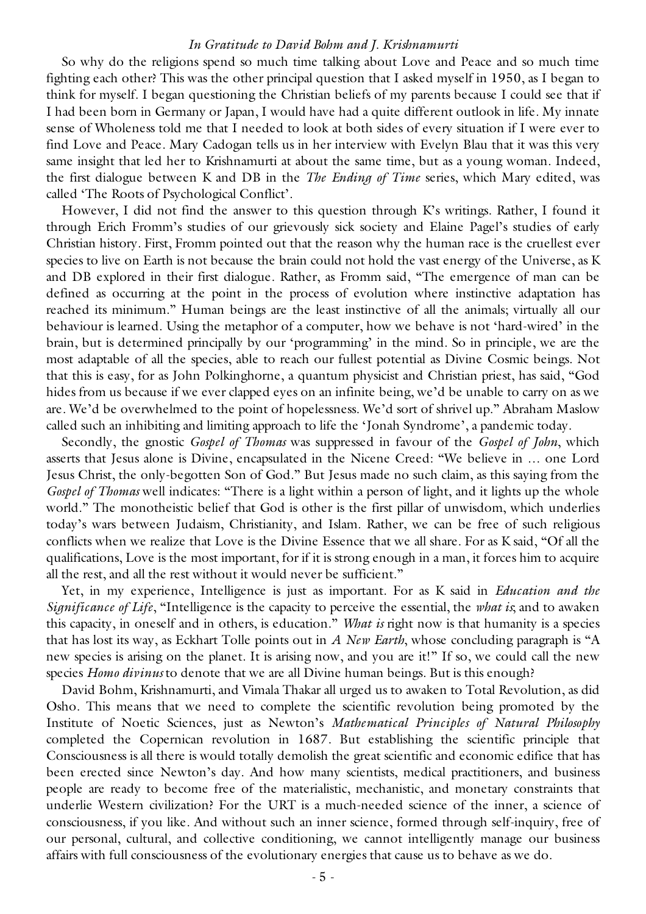So why do the religions spend so much time talking about Love and Peace and so much time fighting each other? This was the other principal question that I asked myself in 1950, as I began to think for myself. I began questioning the Christian beliefs of my parents because I could see that if I had been born in Germany or Japan, I would have had a quite different outlook in life. My innate sense of Wholeness told me that I needed to look at both sides of every situation if I were ever to find Love and Peace. Mary Cadogan tells us in her interview with Evelyn Blau that it was this very same insight that led her to Krishnamurti at about the same time, but as a young woman. Indeed, the first dialogue between K and DB in the *The Ending of Time* series, which Mary edited, was called 'The Roots of Psychological Conflict'.

However, I did not find the answer to this question through K's writings. Rather, I found it through Erich Fromm's studies of our grievously sick society and Elaine Pagel's studies of early Christian history. First, Fromm pointed out that the reason why the human race is the cruellest ever species to live on Earth is not because the brain could not hold the vast energy of the Universe, as K and DB explored in their first dialogue. Rather, as Fromm said, "The emergence of man can be defined as occurring at the point in the process of evolution where instinctive adaptation has reached its minimum." Human beings are the least instinctive of all the animals; virtually all our behaviour is learned. Using the metaphor of a computer, how we behave is not 'hard-wired' in the brain, but is determined principally by our 'programming' in the mind. So in principle, we are the most adaptable of all the species, able to reach our fullest potential as Divine Cosmic beings. Not that this is easy, for as John Polkinghorne, a quantum physicist and Christian priest, has said, "God hides from us because if we ever clapped eyes on an infinite being, we'd be unable to carry on as we are. We'd be overwhelmed to the point of hopelessness. We'd sort of shrivel up." Abraham Maslow called such an inhibiting and limiting approach to life the 'Jonah Syndrome', a pandemic today.

Secondly, the gnostic *Gospel of Thomas* was suppressed in favour of the *Gospel of John*, which asserts that Jesus alone is Divine, encapsulated in the Nicene Creed: "We believe in … one Lord Jesus Christ, the only-begotten Son of God." But Jesus made no such claim, as this saying from the *Gospel of Thomas* well indicates: "There is a light within a person of light, and it lights up the whole world." The monotheistic belief that God is other is the first pillar of unwisdom, which underlies today's wars between Judaism, Christianity, and Islam. Rather, we can be free of such religious conflicts when we realize that Love is the Divine Essence that we all share. For as K said, "Of all the qualifications, Love is the most important, for if it is strong enough in a man, it forces him to acquire all the rest, and all the rest without it would never be sufficient."

Yet, in my experience, Intelligence is just as important. For as K said in *Education and the Significance of Life*, "Intelligence is the capacity to perceive the essential, the *what is*; and to awaken this capacity, in oneself and in others, is education." *What is* right now is that humanity is a species that has lost its way, as Eckhart Tolle points out in *A New Earth*, whose concluding paragraph is "A new species is arising on the planet. It is arising now, and you are it!" If so, we could call the new species *Homo divinus* to denote that we are all Divine human beings. But is this enough?

David Bohm, Krishnamurti, and Vimala Thakar all urged us to awaken to Total Revolution, as did Osho. This means that we need to complete the scientific revolution being promoted by the Institute of Noetic Sciences, just as Newton's *Mathematical Principles of Natural Philosophy* completed the Copernican revolution in 1687. But establishing the scientific principle that Consciousness is all there is would totally demolish the great scientific and economic edifice that has been erected since Newton's day. And how many scientists, medical practitioners, and business people are ready to become free of the materialistic, mechanistic, and monetary constraints that underlie Western civilization? For the URT is a much-needed science of the inner, a science of consciousness, if you like. And without such an inner science, formed through self-inquiry, free of our personal, cultural, and collective conditioning, we cannot intelligently manage our business affairs with full consciousness of the evolutionary energies that cause us to behave as we do.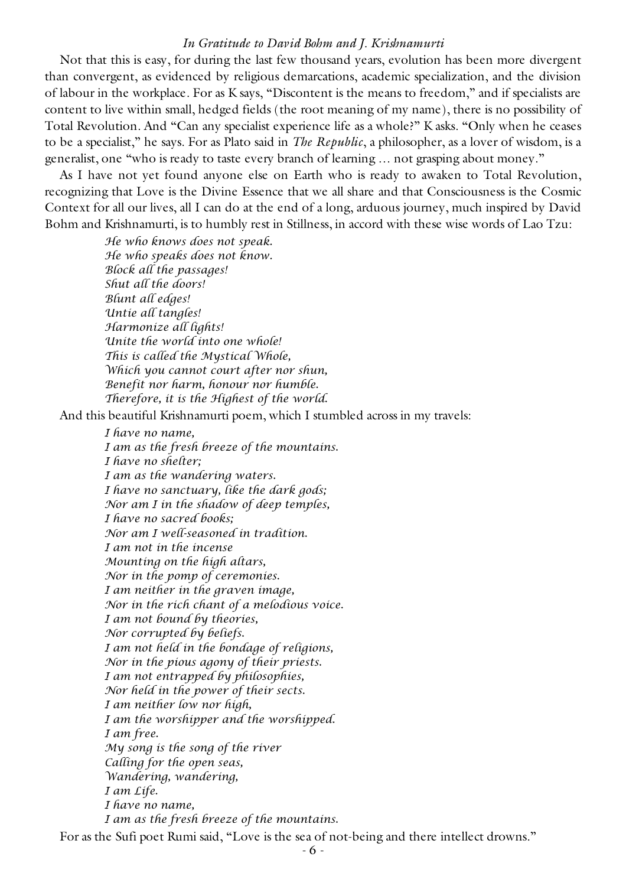Not that this is easy, for during the last few thousand years, evolution has been more divergent than convergent, as evidenced by religious demarcations, academic specialization, and the division of labour in the workplace. For as K says, "Discontent is the means to freedom," and if specialists are content to live within small, hedged fields (the root meaning of my name), there is no possibility of Total Revolution. And "Can any specialist experience life as a whole?" K asks. "Only when he ceases to be a specialist," he says. For as Plato said in *The Republic*, a philosopher, as a lover of wisdom, is a generalist, one "who is ready to taste every branch of learning … not grasping about money."

As I have not yet found anyone else on Earth who is ready to awaken to Total Revolution, recognizing that Love is the Divine Essence that we all share and that Consciousness is the Cosmic Context for all our lives, all I can do at the end of a long, arduous journey, much inspired by David Bohm and Krishnamurti, is to humbly rest in Stillness, in accord with these wise words of Lao Tzu:

> *He who knows does not speak.*  
> *He who speaks does not know.*  
> *Block all the passages!*  
> *Shut all the doors!*  
> *Blunt all edges!*  
> *Untie all tangles!*  
> *Harmonize all lights!*  
> *Unite the world into one whole!*  
> *This is called the Mystical Whole,*  
> *Which you cannot court after nor shun,*  
> *Benefit nor harm, honour nor humble.*  
> *Therefore, it is the Highest of the world.*

And this beautiful Krishnamurti poem, which I stumbled across in my travels:

> *I have no name,*  
> *I am as the fresh breeze of the mountains.*  
> *I have no shelter;*  
> *I am as the wandering waters.*  
> *I have no sanctuary, like the dark gods;*  
> *Nor am I in the shadow of deep temples,*  
> *I have no sacred books;*  
> *Nor am I well-seasoned in tradition.*  
> *I am not in the incense*  
> *Mounting on the high altars,*  
> *Nor in the pomp of ceremonies.*  
> *I am neither in the graven image,*  
> *Nor in the rich chant of a melodious voice.*  
> *I am not bound by theories,*  
> *Nor corrupted by beliefs.*  
> *I am not held in the bondage of religions,*  
> *Nor in the pious agony of their priests.*  
> *I am not entrapped by philosophies,*  
> *Nor held in the power of their sects.*  
> *I am neither low nor high,*  
> *I am the worshipper and the worshipped.*  
> *I am free.*  
> *My song is the song of the river*  
> *Calling for the open seas,*  
> *Wandering, wandering,*  
> *I am Life.*  
> *I have no name,*  
> *I am as the fresh breeze of the mountains.*

For as the Sufi poet Rumi said, "Love is the sea of not-being and there intellect drowns."